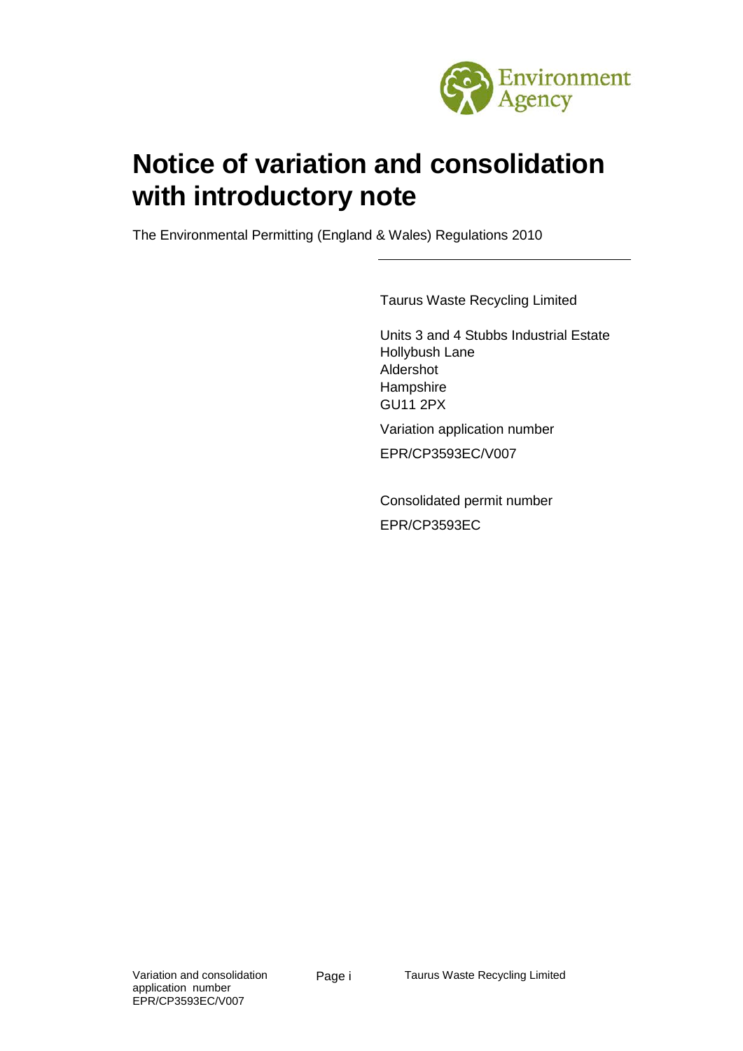# Notice of variation and consolidation with introductory note

The Environmental Permitting (England & Wales) Regulations 2010

Taurus Waste Recycling Limited

Units 3 and 4 Stubbs Industrial Estate
Hollybush Lane
Aldershot
Hampshire
GU11 2PX

Variation application number

EPR/CP3593EC/V007

Consolidated permit number

EPR/CP3593EC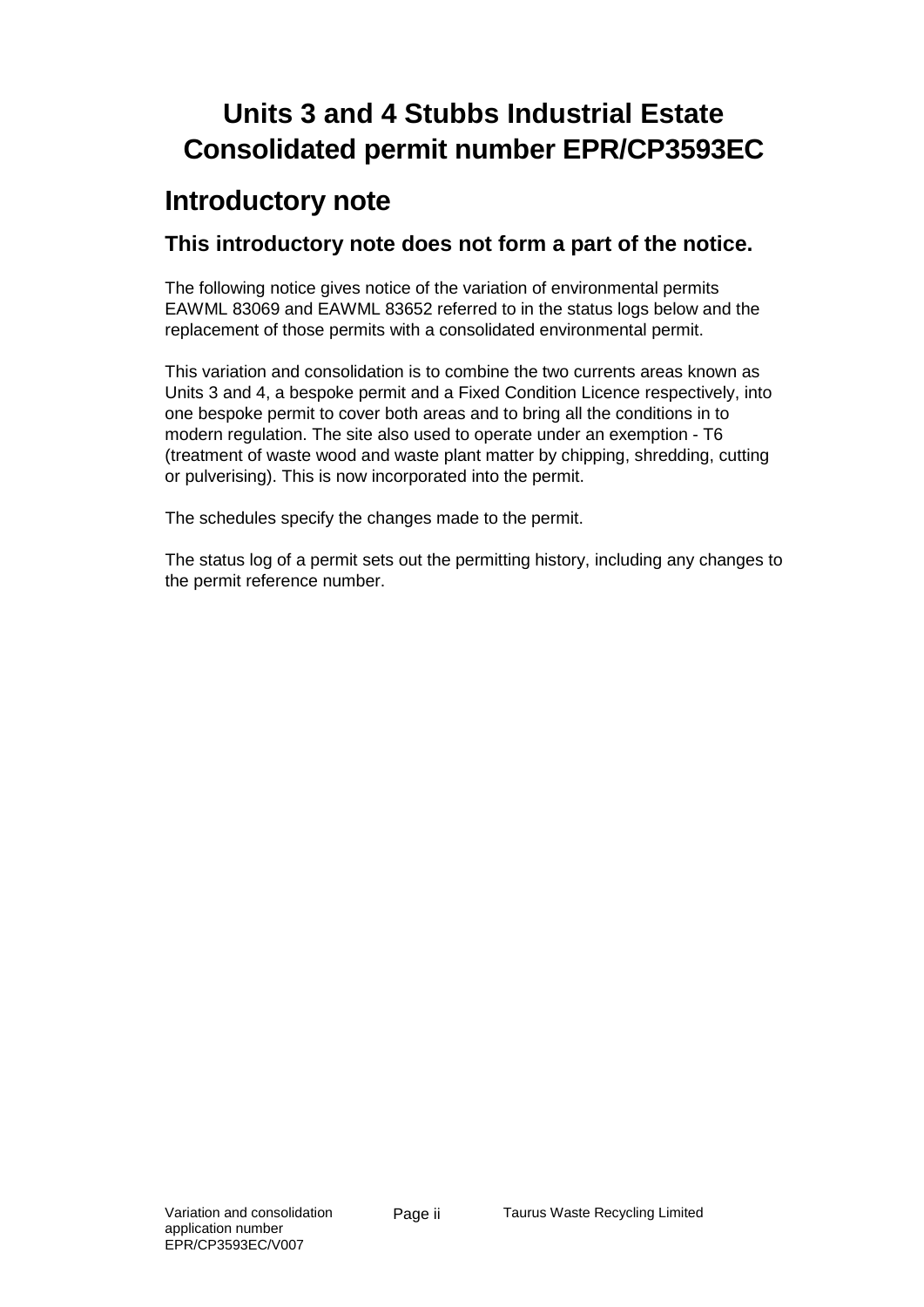# Units 3 and 4 Stubbs Industrial Estate Consolidated permit number EPR/CP3593EC

## Introductory note

### This introductory note does not form a part of the notice.

The following notice gives notice of the variation of environmental permits EAWML 83069 and EAWML 83652 referred to in the status logs below and the replacement of those permits with a consolidated environmental permit.

This variation and consolidation is to combine the two currents areas known as Units 3 and 4, a bespoke permit and a Fixed Condition Licence respectively, into one bespoke permit to cover both areas and to bring all the conditions in to modern regulation. The site also used to operate under an exemption - T6 (treatment of waste wood and waste plant matter by chipping, shredding, cutting or pulverising). This is now incorporated into the permit.

The schedules specify the changes made to the permit.

The status log of a permit sets out the permitting history, including any changes to the permit reference number.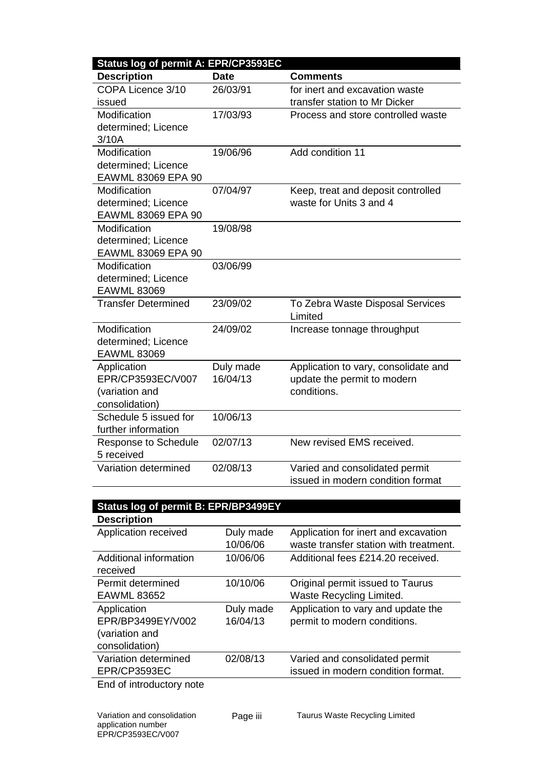| Status log of permit A: EPR/CP3593EC | | |
|---|---|---|
| **Description** | **Date** | **Comments** |
| COPA Licence 3/10 issued | 26/03/91 | for inert and excavation waste transfer station to Mr Dicker |
| Modification determined; Licence 3/10A | 17/03/93 | Process and store controlled waste |
| Modification determined; Licence EAWML 83069 EPA 90 | 19/06/96 | Add condition 11 |
| Modification determined; Licence EAWML 83069 EPA 90 | 07/04/97 | Keep, treat and deposit controlled waste for Units 3 and 4 |
| Modification determined; Licence EAWML 83069 EPA 90 | 19/08/98 | |
| Modification determined; Licence EAWML 83069 | 03/06/99 | |
| Transfer Determined | 23/09/02 | To Zebra Waste Disposal Services Limited |
| Modification determined; Licence EAWML 83069 | 24/09/02 | Increase tonnage throughput |
| Application EPR/CP3593EC/V007 (variation and consolidation) | Duly made 16/04/13 | Application to vary, consolidate and update the permit to modern conditions. |
| Schedule 5 issued for further information | 10/06/13 | |
| Response to Schedule 5 received | 02/07/13 | New revised EMS received. |
| Variation determined | 02/08/13 | Varied and consolidated permit issued in modern condition format |

| Status log of permit B: EPR/BP3499EY | | |
|---|---|---|
| **Description** | | |
| Application received | Duly made 10/06/06 | Application for inert and excavation waste transfer station with treatment. |
| Additional information received | 10/06/06 | Additional fees £214.20 received. |
| Permit determined EAWML 83652 | 10/10/06 | Original permit issued to Taurus Waste Recycling Limited. |
| Application EPR/BP3499EY/V002 (variation and consolidation) | Duly made 16/04/13 | Application to vary and update the permit to modern conditions. |
| Variation determined EPR/CP3593EC | 02/08/13 | Varied and consolidated permit issued in modern condition format. |

End of introductory note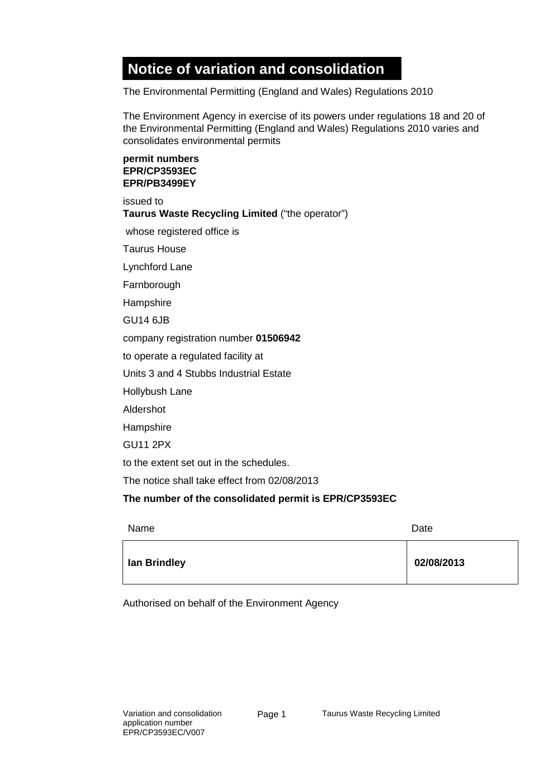# Notice of variation and consolidation

The Environmental Permitting (England and Wales) Regulations 2010

The Environment Agency in exercise of its powers under regulations 18 and 20 of the Environmental Permitting (England and Wales) Regulations 2010 varies and consolidates environmental permits

**permit numbers**
**EPR/CP3593EC**
**EPR/PB3499EY**

issued to
**Taurus Waste Recycling Limited** ("the operator")

whose registered office is

Taurus House

Lynchford Lane

Farnborough

Hampshire

GU14 6JB

company registration number **01506942**

to operate a regulated facility at

Units 3 and 4 Stubbs Industrial Estate

Hollybush Lane

Aldershot

Hampshire

GU11 2PX

to the extent set out in the schedules.

The notice shall take effect from 02/08/2013

**The number of the consolidated permit is EPR/CP3593EC**

| Name | Date |
|---|---|
| **Ian Brindley** | **02/08/2013** |

Authorised on behalf of the Environment Agency

Variation and consolidation application number EPR/CP3593EC/V007